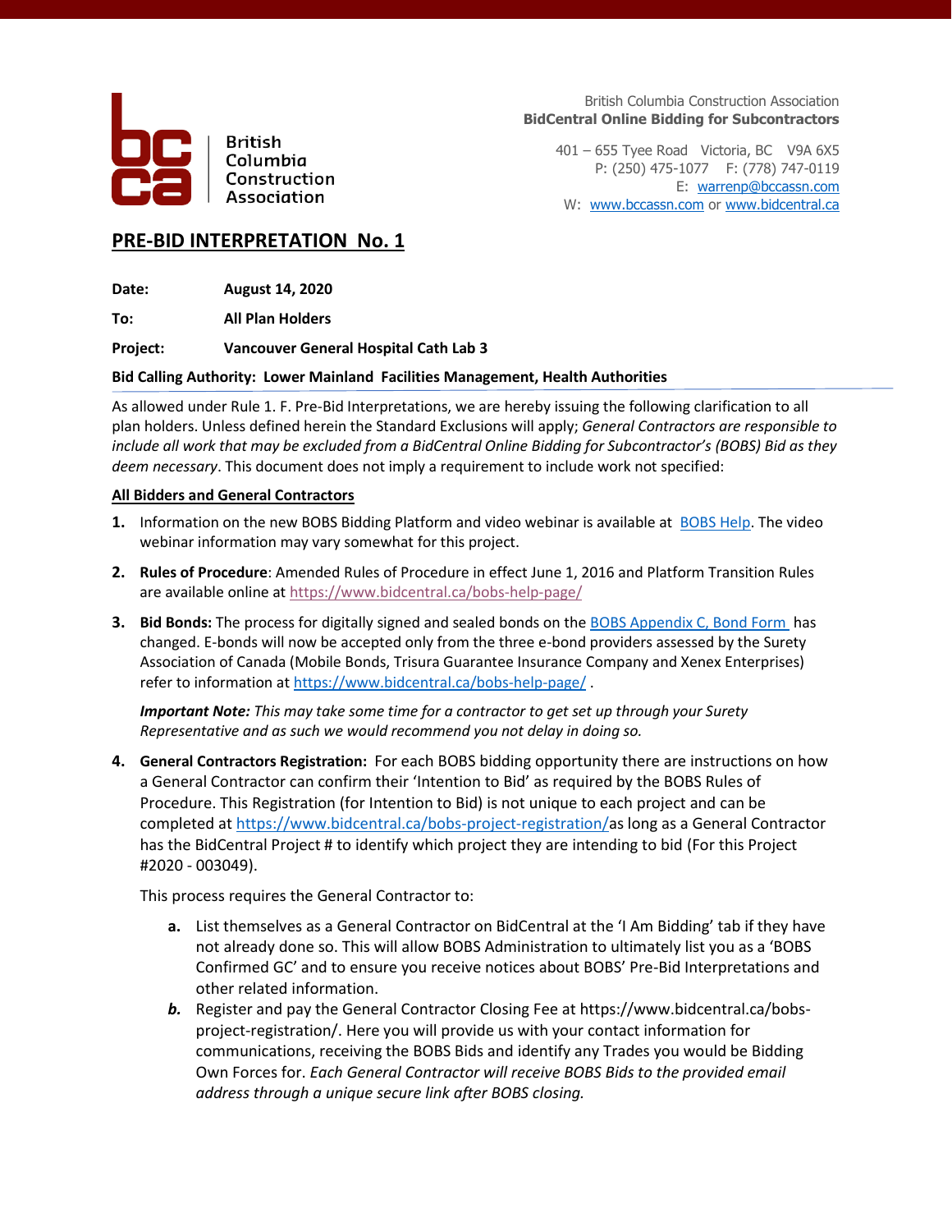British Columbia Construction Association

British Columbia Construction Association
**BidCentral Online Bidding for Subcontractors**

401 – 655 Tyee Road Victoria, BC V9A 6X5
P: (250) 475-1077 F: (778) 747-0119
E: warrenp@bccassn.com
W: www.bccassn.com or www.bidcentral.ca

## PRE-BID INTERPRETATION No. 1

**Date:** **August 14, 2020**

**To:** **All Plan Holders**

**Project:** **Vancouver General Hospital Cath Lab 3**

**Bid Calling Authority: Lower Mainland Facilities Management, Health Authorities**

As allowed under Rule 1. F. Pre-Bid Interpretations, we are hereby issuing the following clarification to all plan holders. Unless defined herein the Standard Exclusions will apply; *General Contractors are responsible to include all work that may be excluded from a BidCentral Online Bidding for Subcontractor's (BOBS) Bid as they deem necessary*. This document does not imply a requirement to include work not specified:

**All Bidders and General Contractors**

1. Information on the new BOBS Bidding Platform and video webinar is available at BOBS Help. The video webinar information may vary somewhat for this project.

2. **Rules of Procedure**: Amended Rules of Procedure in effect June 1, 2016 and Platform Transition Rules are available online at https://www.bidcentral.ca/bobs-help-page/

3. **Bid Bonds:** The process for digitally signed and sealed bonds on the BOBS Appendix C, Bond Form has changed. E-bonds will now be accepted only from the three e-bond providers assessed by the Surety Association of Canada (Mobile Bonds, Trisura Guarantee Insurance Company and Xenex Enterprises) refer to information at https://www.bidcentral.ca/bobs-help-page/ .

   ***Important Note:*** *This may take some time for a contractor to get set up through your Surety Representative and as such we would recommend you not delay in doing so.*

4. **General Contractors Registration:** For each BOBS bidding opportunity there are instructions on how a General Contractor can confirm their 'Intention to Bid' as required by the BOBS Rules of Procedure. This Registration (for Intention to Bid) is not unique to each project and can be completed at https://www.bidcentral.ca/bobs-project-registration/as long as a General Contractor has the BidCentral Project # to identify which project they are intending to bid (For this Project #2020 - 003049).

   This process requires the General Contractor to:

   a. List themselves as a General Contractor on BidCentral at the 'I Am Bidding' tab if they have not already done so. This will allow BOBS Administration to ultimately list you as a 'BOBS Confirmed GC' and to ensure you receive notices about BOBS' Pre-Bid Interpretations and other related information.

   *b.* Register and pay the General Contractor Closing Fee at https://www.bidcentral.ca/bobs-project-registration/. Here you will provide us with your contact information for communications, receiving the BOBS Bids and identify any Trades you would be Bidding Own Forces for. *Each General Contractor will receive BOBS Bids to the provided email address through a unique secure link after BOBS closing.*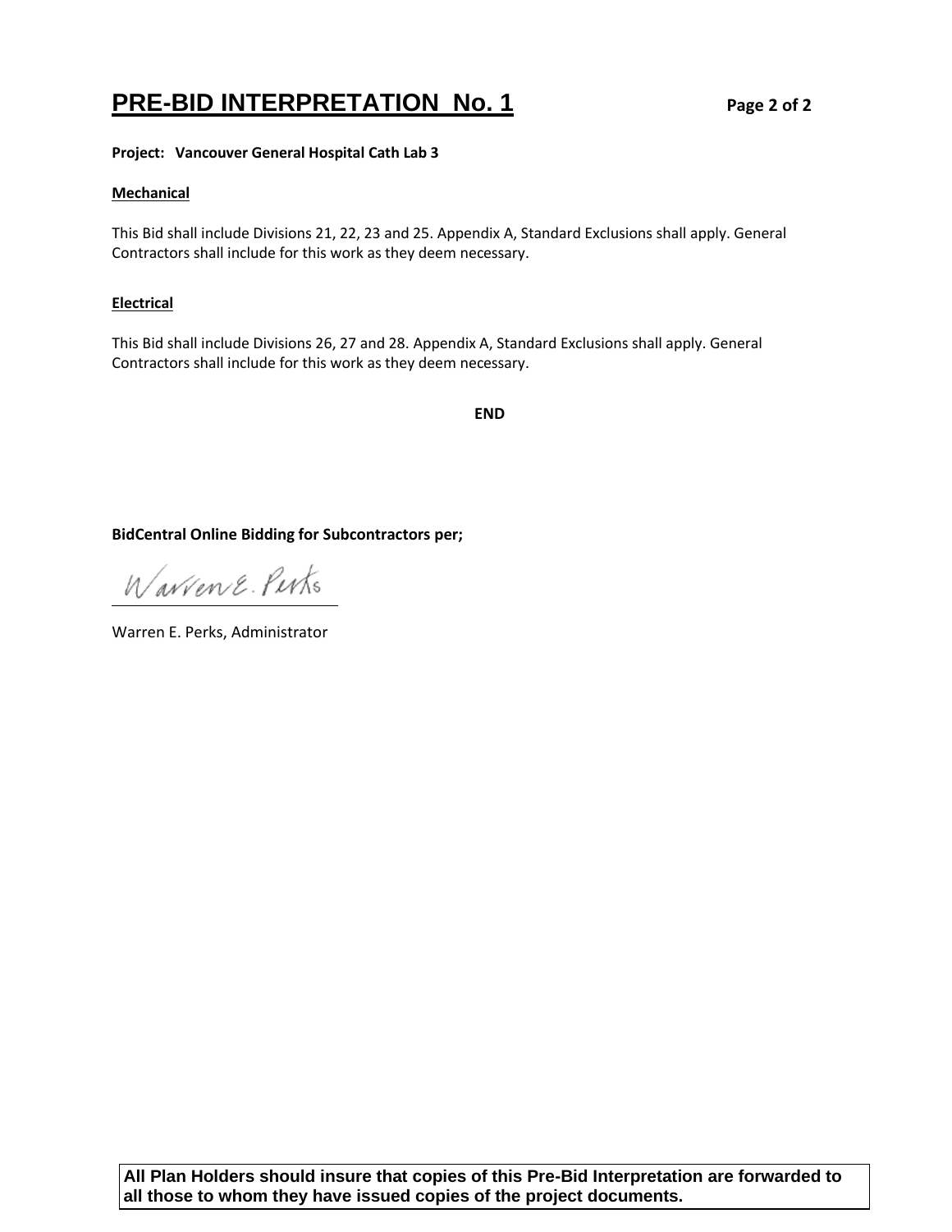# PRE-BID INTERPRETATION No. 1

**Project: Vancouver General Hospital Cath Lab 3**

**Mechanical**

This Bid shall include Divisions 21, 22, 23 and 25. Appendix A, Standard Exclusions shall apply. General Contractors shall include for this work as they deem necessary.

**Electrical**

This Bid shall include Divisions 26, 27 and 28. Appendix A, Standard Exclusions shall apply. General Contractors shall include for this work as they deem necessary.

**END**

**BidCentral Online Bidding for Subcontractors per;**

Warren E. Perks

Warren E. Perks, Administrator

**All Plan Holders should insure that copies of this Pre-Bid Interpretation are forwarded to all those to whom they have issued copies of the project documents.**